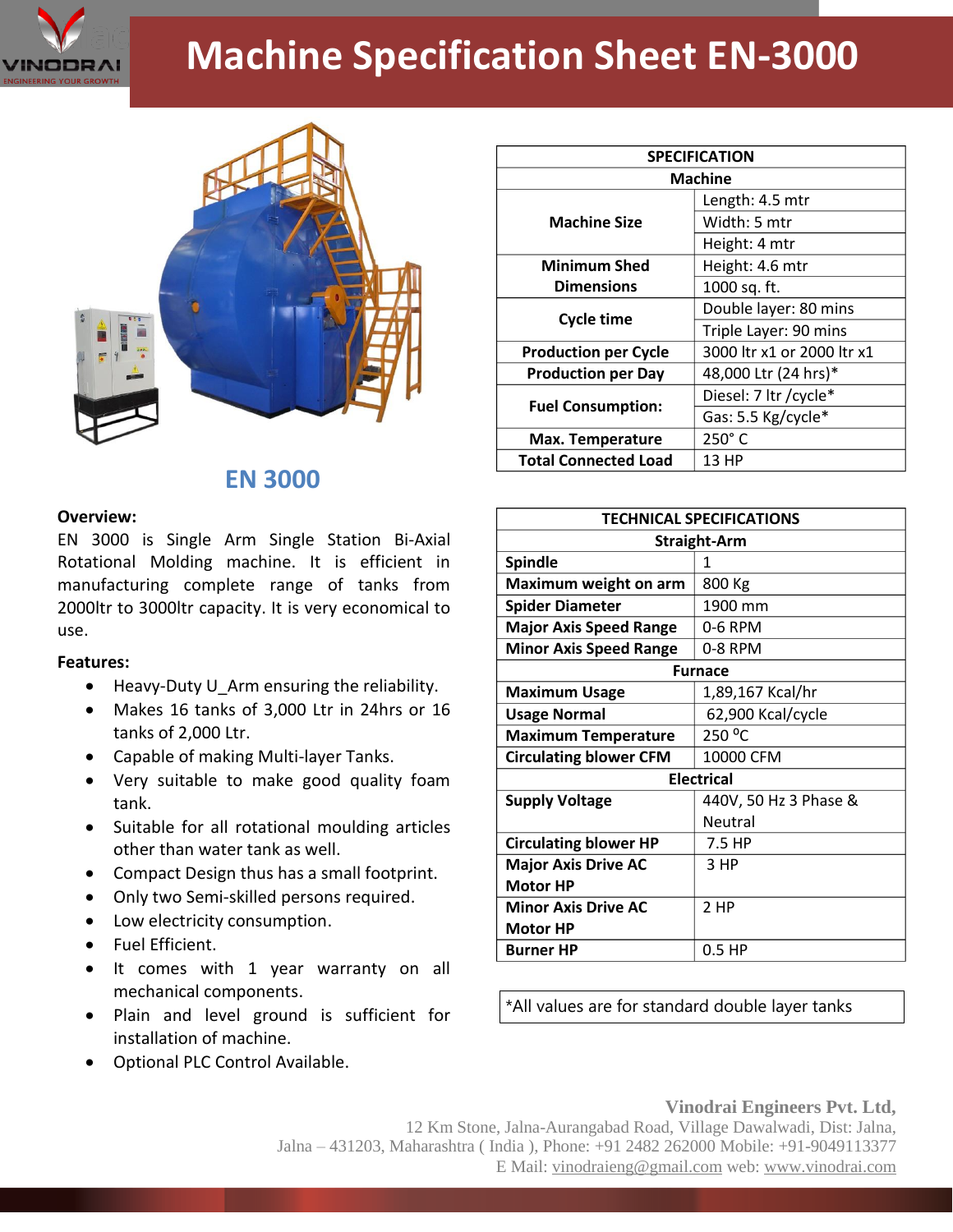# Machine Specification Sheet EN-3000

## EN 3000

**Overview:**

EN 3000 is Single Arm Single Station Bi-Axial Rotational Molding machine. It is efficient in manufacturing complete range of tanks from 2000ltr to 3000ltr capacity. It is very economical to use.

**Features:**

- Heavy-Duty U_Arm ensuring the reliability.
- Makes 16 tanks of 3,000 Ltr in 24hrs or 16 tanks of 2,000 Ltr.
- Capable of making Multi-layer Tanks.
- Very suitable to make good quality foam tank.
- Suitable for all rotational moulding articles other than water tank as well.
- Compact Design thus has a small footprint.
- Only two Semi-skilled persons required.
- Low electricity consumption.
- Fuel Efficient.
- It comes with 1 year warranty on all mechanical components.
- Plain and level ground is sufficient for installation of machine.
- Optional PLC Control Available.

| SPECIFICATION | |
|---|---|
| **Machine** | |
| **Machine Size** | Length: 4.5 mtr |
| | Width: 5 mtr |
| | Height: 4 mtr |
| **Minimum Shed Dimensions** | Height: 4.6 mtr |
| | 1000 sq. ft. |
| **Cycle time** | Double layer: 80 mins |
| | Triple Layer: 90 mins |
| **Production per Cycle** | 3000 ltr x1 or 2000 ltr x1 |
| **Production per Day** | 48,000 Ltr (24 hrs)* |
| **Fuel Consumption:** | Diesel: 7 ltr /cycle* |
| | Gas: 5.5 Kg/cycle* |
| **Max. Temperature** | 250° C |
| **Total Connected Load** | 13 HP |

| TECHNICAL SPECIFICATIONS | |
|---|---|
| **Straight-Arm** | |
| **Spindle** | 1 |
| **Maximum weight on arm** | 800 Kg |
| **Spider Diameter** | 1900 mm |
| **Major Axis Speed Range** | 0-6 RPM |
| **Minor Axis Speed Range** | 0-8 RPM |
| **Furnace** | |
| **Maximum Usage** | 1,89,167 Kcal/hr |
| **Usage Normal** | 62,900 Kcal/cycle |
| **Maximum Temperature** | 250 ºC |
| **Circulating blower CFM** | 10000 CFM |
| **Electrical** | |
| **Supply Voltage** | 440V, 50 Hz 3 Phase & Neutral |
| **Circulating blower HP** | 7.5 HP |
| **Major Axis Drive AC Motor HP** | 3 HP |
| **Minor Axis Drive AC Motor HP** | 2 HP |
| **Burner HP** | 0.5 HP |

*All values are for standard double layer tanks

**Vinodrai Engineers Pvt. Ltd,**
12 Km Stone, Jalna-Aurangabad Road, Village Dawalwadi, Dist: Jalna,
Jalna – 431203, Maharashtra ( India ), Phone: +91 2482 262000 Mobile: +91-9049113377
E Mail: vinodraieng@gmail.com web: www.vinodrai.com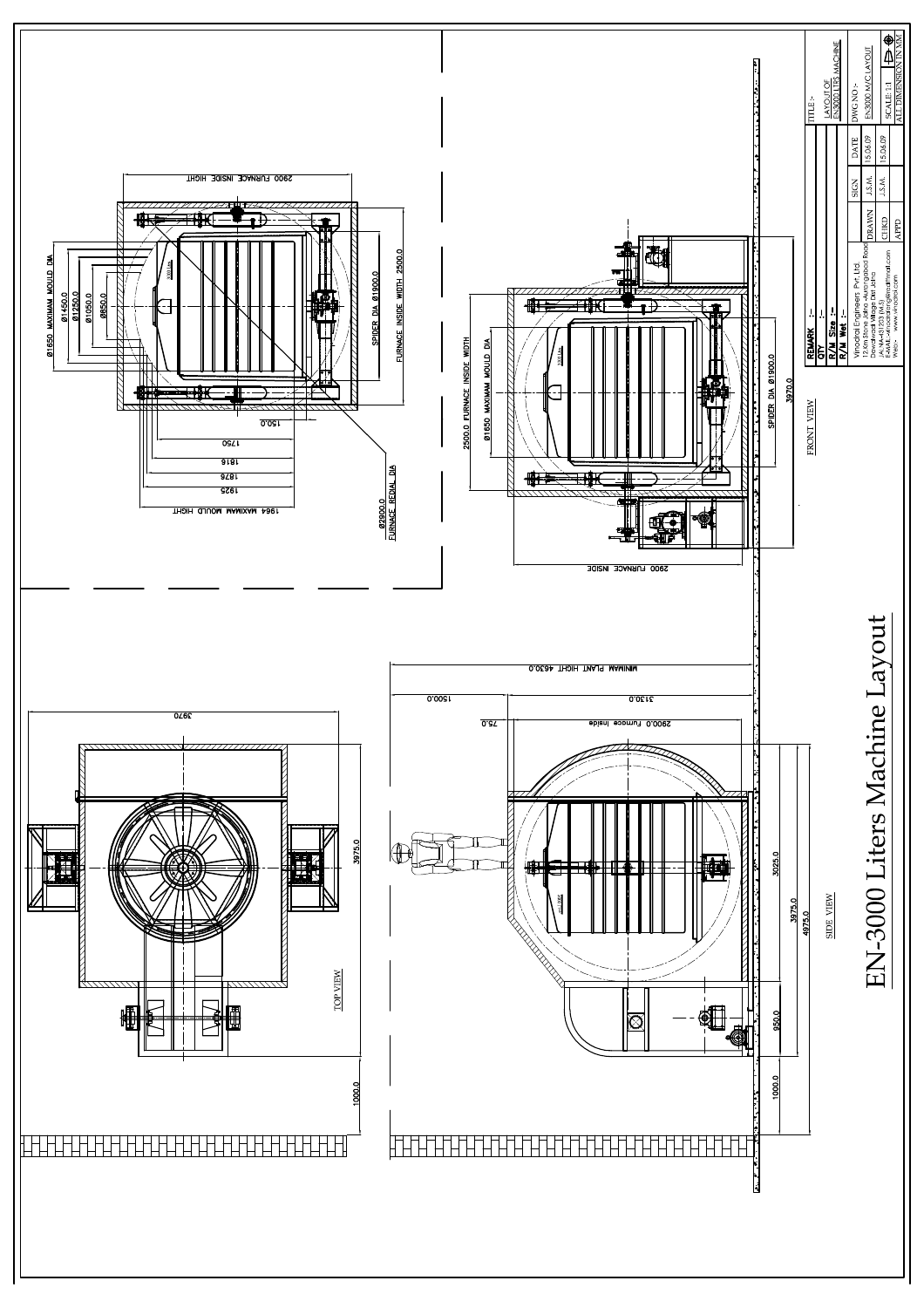# EN-3000 Liters Machine Layout

2900 FURNACE INSIDE HIGHT

Ø1650 MAXIMAM MOULD DIA

Ø1450.0

Ø1250.0

Ø1050.0

Ø850.0

SPIDER DIA Ø1900.0

FURNACE INSIDE WIDTH 2500.0

150.0

1750

1816

1876

1925

1964 MAXIMAM MOULD HIGHT

Ø2900.0
FURNACE REDIAL DIA

2500.0 FURNACE INSIDE WIDTH

Ø1650 MAXIMAM MOULD DIA

SPIDER DIA Ø1900.0

3970.0

2900 FURNACE INSIDE

FRONT VIEW

3970

3975.0

1000.0

TOP VIEW

MINIMAM PLANT HIGHT 4630.0

1500.0

3130.0

75.0

2900.0 Furnace Inside

3025.0

3975.0

4975.0

950.0

1000.0

SIDE VIEW

| | | | | |
|---|---|---|---|---|
| REMARK :- | | | | TITLE :- LAYOUT OF EN3000 LTRS MACHINE |
| QTY :- | | | | |
| R/M Size :- | | | | |
| R/M Wet :- | | | | |
| Vinodrai Engineers Pvt. Ltd. | | SIGN | DATE | DWG NO :- EN3000 M/C LAYOUT |
| | DRAWN | J.S.M. | 15.06.09 | |
| | CHKD | J.S.M. | 15.06.09 | SCALE: 1:1 |
| | APPD | | | ALL DIMENSION IN MM |